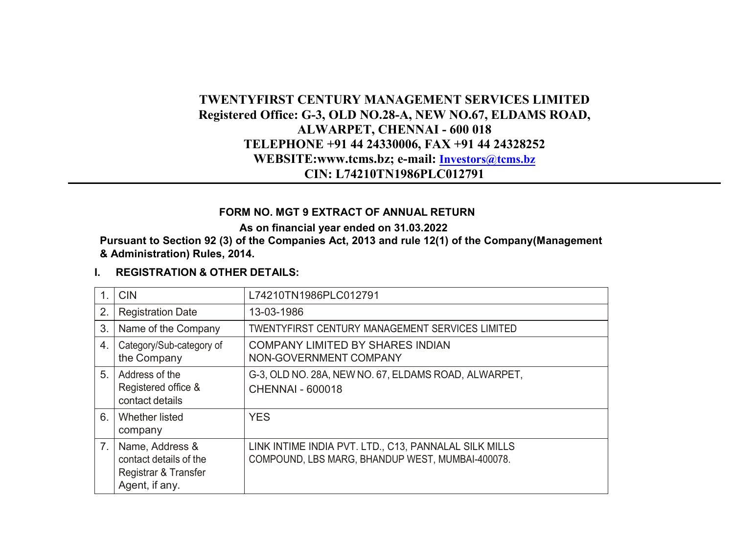# TWENTYFIRST CENTURY MANAGEMENT SERVICES LIMITED

**Registered Office: G-3, OLD NO.28-A, NEW NO.67, ELDAMS ROAD, ALWARPET, CHENNAI - 600 018**

**TELEPHONE +91 44 24330006, FAX +91 44 24328252**

**WEBSITE:www.tcms.bz; e-mail: Investors@tcms.bz**

**CIN: L74210TN1986PLC012791**

## FORM NO. MGT 9 EXTRACT OF ANNUAL RETURN

**As on financial year ended on 31.03.2022**

**Pursuant to Section 92 (3) of the Companies Act, 2013 and rule 12(1) of the Company(Management & Administration) Rules, 2014.**

### I. REGISTRATION & OTHER DETAILS:

| | | |
|---|---|---|
| 1. | CIN | L74210TN1986PLC012791 |
| 2. | Registration Date | 13-03-1986 |
| 3. | Name of the Company | TWENTYFIRST CENTURY MANAGEMENT SERVICES LIMITED |
| 4. | Category/Sub-category of the Company | COMPANY LIMITED BY SHARES INDIAN NON-GOVERNMENT COMPANY |
| 5. | Address of the Registered office & contact details | G-3, OLD NO. 28A, NEW NO. 67, ELDAMS ROAD, ALWARPET, CHENNAI - 600018 |
| 6. | Whether listed company | YES |
| 7. | Name, Address & contact details of the Registrar & Transfer Agent, if any. | LINK INTIME INDIA PVT. LTD., C13, PANNALAL SILK MILLS COMPOUND, LBS MARG, BHANDUP WEST, MUMBAI-400078. |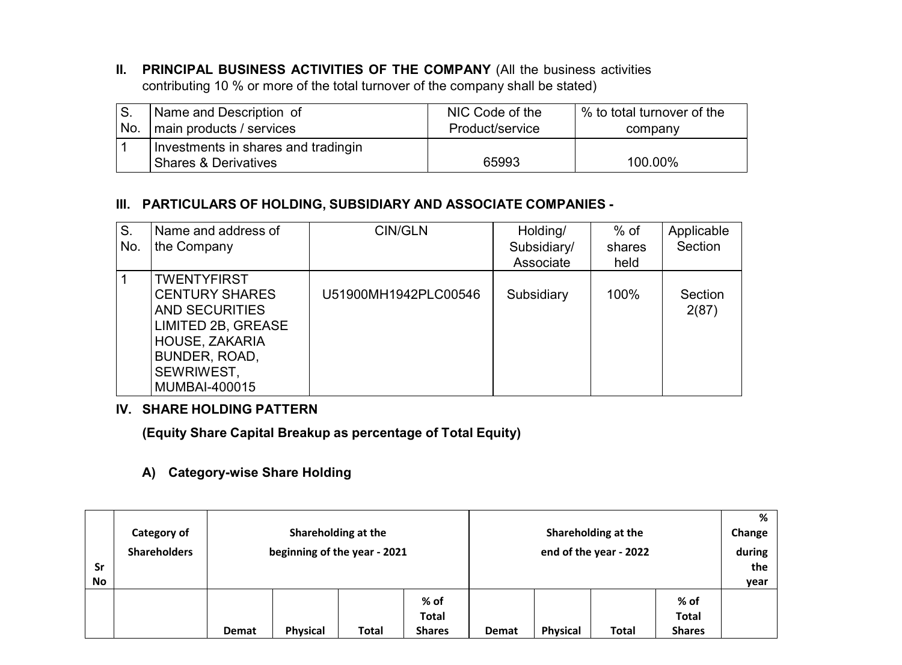## II. PRINCIPAL BUSINESS ACTIVITIES OF THE COMPANY (All the business activities contributing 10 % or more of the total turnover of the company shall be stated)

| S. No. | Name and Description of main products / services | NIC Code of the Product/service | % to total turnover of the company |
|---|---|---|---|
| 1 | Investments in shares and tradingin Shares & Derivatives | 65993 | 100.00% |

## III. PARTICULARS OF HOLDING, SUBSIDIARY AND ASSOCIATE COMPANIES -

| S. No. | Name and address of the Company | CIN/GLN | Holding/ Subsidiary/ Associate | % of shares held | Applicable Section |
|---|---|---|---|---|---|
| 1 | TWENTYFIRST CENTURY SHARES AND SECURITIES LIMITED 2B, GREASE HOUSE, ZAKARIA BUNDER, ROAD, SEWRIWEST, MUMBAI-400015 | U51900MH1942PLC00546 | Subsidiary | 100% | Section 2(87) |

## IV. SHARE HOLDING PATTERN

**(Equity Share Capital Breakup as percentage of Total Equity)**

### A) Category-wise Share Holding

| Sr No | Category of Shareholders | Shareholding at the beginning of the year - 2021 | | | | Shareholding at the end of the year - 2022 | | | | % Change during the year |
|---|---|---|---|---|---|---|---|---|---|---|
| | | Demat | Physical | Total | % of Total Shares | Demat | Physical | Total | % of Total Shares | |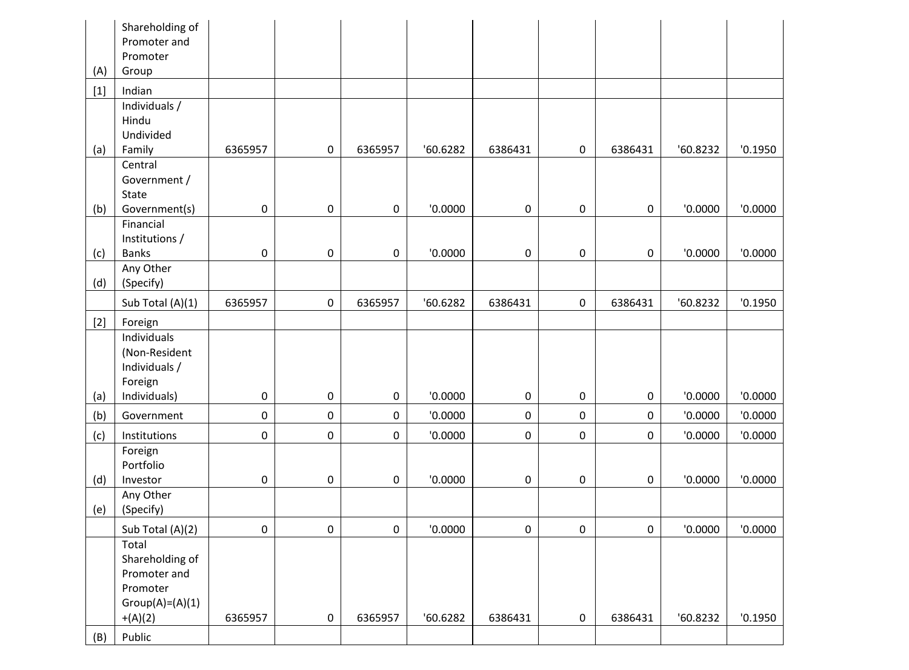| | | | | | | | | | | |
|---|---|---|---|---|---|---|---|---|---|---|
| (A) | Shareholding of Promoter and Promoter Group | | | | | | | | | |
| [1] | Indian | | | | | | | | | |
| (a) | Individuals / Hindu Undivided Family | 6365957 | 0 | 6365957 | '60.6282 | 6386431 | 0 | 6386431 | '60.8232 | '0.1950 |
| (b) | Central Government / State Government(s) | 0 | 0 | 0 | '0.0000 | 0 | 0 | 0 | '0.0000 | '0.0000 |
| (c) | Financial Institutions / Banks | 0 | 0 | 0 | '0.0000 | 0 | 0 | 0 | '0.0000 | '0.0000 |
| (d) | Any Other (Specify) | | | | | | | | | |
| | Sub Total (A)(1) | 6365957 | 0 | 6365957 | '60.6282 | 6386431 | 0 | 6386431 | '60.8232 | '0.1950 |
| [2] | Foreign | | | | | | | | | |
| (a) | Individuals (Non-Resident Individuals / Foreign Individuals) | 0 | 0 | 0 | '0.0000 | 0 | 0 | 0 | '0.0000 | '0.0000 |
| (b) | Government | 0 | 0 | 0 | '0.0000 | 0 | 0 | 0 | '0.0000 | '0.0000 |
| (c) | Institutions | 0 | 0 | 0 | '0.0000 | 0 | 0 | 0 | '0.0000 | '0.0000 |
| (d) | Foreign Portfolio Investor | 0 | 0 | 0 | '0.0000 | 0 | 0 | 0 | '0.0000 | '0.0000 |
| (e) | Any Other (Specify) | | | | | | | | | |
| | Sub Total (A)(2) | 0 | 0 | 0 | '0.0000 | 0 | 0 | 0 | '0.0000 | '0.0000 |
| | Total Shareholding of Promoter and Promoter Group(A)=(A)(1)+(A)(2) | 6365957 | 0 | 6365957 | '60.6282 | 6386431 | 0 | 6386431 | '60.8232 | '0.1950 |
| (B) | Public | | | | | | | | | |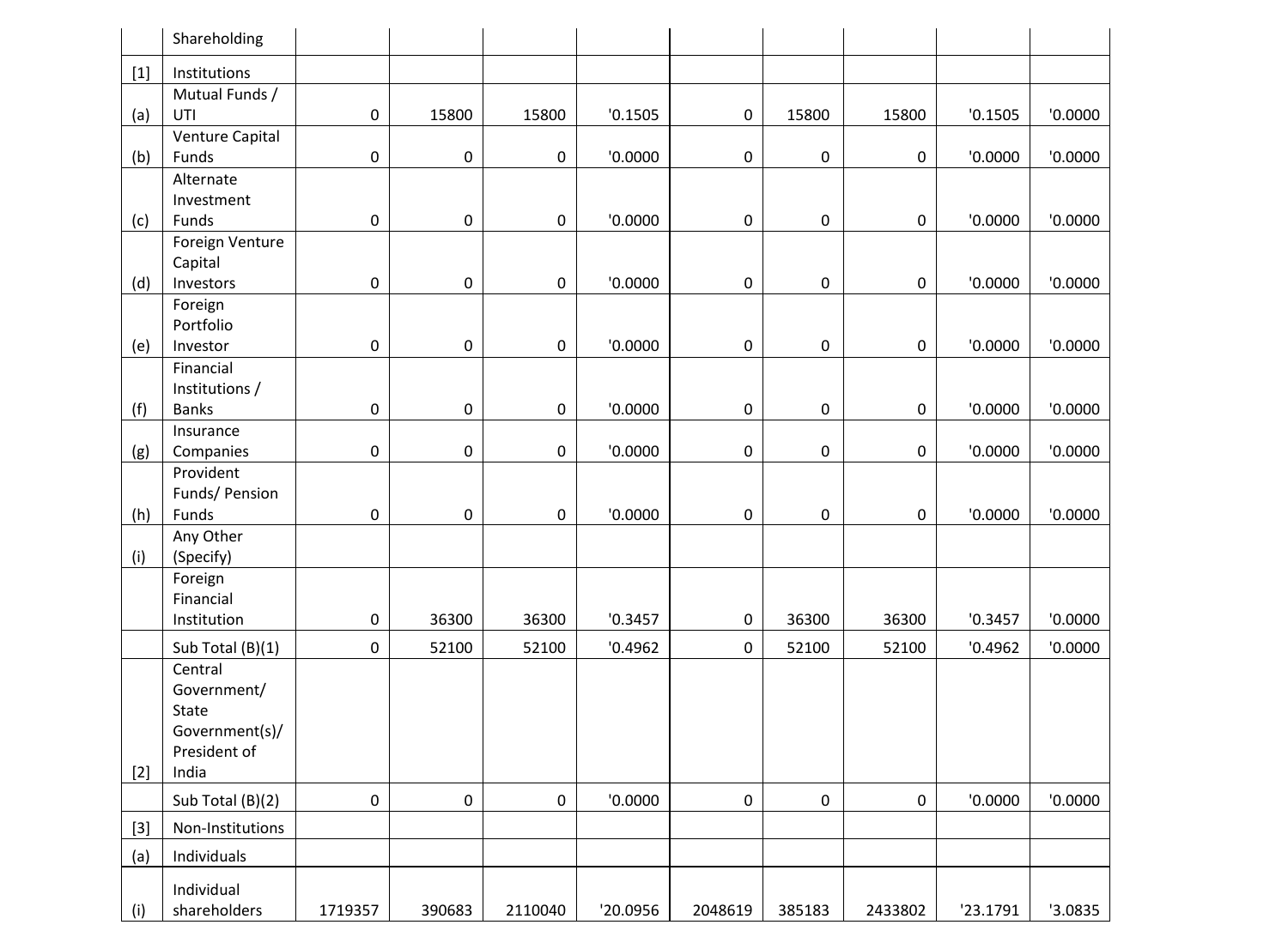| | Shareholding | | | | | | | | | |
|---|---|---|---|---|---|---|---|---|---|---|
| [1] | Institutions | | | | | | | | | |
| (a) | Mutual Funds / UTI | 0 | 15800 | 15800 | '0.1505 | 0 | 15800 | 15800 | '0.1505 | '0.0000 |
| (b) | Venture Capital Funds | 0 | 0 | 0 | '0.0000 | 0 | 0 | 0 | '0.0000 | '0.0000 |
| (c) | Alternate Investment Funds | 0 | 0 | 0 | '0.0000 | 0 | 0 | 0 | '0.0000 | '0.0000 |
| (d) | Foreign Venture Capital Investors | 0 | 0 | 0 | '0.0000 | 0 | 0 | 0 | '0.0000 | '0.0000 |
| (e) | Foreign Portfolio Investor | 0 | 0 | 0 | '0.0000 | 0 | 0 | 0 | '0.0000 | '0.0000 |
| (f) | Financial Institutions / Banks | 0 | 0 | 0 | '0.0000 | 0 | 0 | 0 | '0.0000 | '0.0000 |
| (g) | Insurance Companies | 0 | 0 | 0 | '0.0000 | 0 | 0 | 0 | '0.0000 | '0.0000 |
| (h) | Provident Funds/ Pension Funds | 0 | 0 | 0 | '0.0000 | 0 | 0 | 0 | '0.0000 | '0.0000 |
| (i) | Any Other (Specify) | | | | | | | | | |
| | Foreign Financial Institution | 0 | 36300 | 36300 | '0.3457 | 0 | 36300 | 36300 | '0.3457 | '0.0000 |
| | Sub Total (B)(1) | 0 | 52100 | 52100 | '0.4962 | 0 | 52100 | 52100 | '0.4962 | '0.0000 |
| [2] | Central Government/ State Government(s)/ President of India | | | | | | | | | |
| | Sub Total (B)(2) | 0 | 0 | 0 | '0.0000 | 0 | 0 | 0 | '0.0000 | '0.0000 |
| [3] | Non-Institutions | | | | | | | | | |
| (a) | Individuals | | | | | | | | | |
| (i) | Individual shareholders | 1719357 | 390683 | 2110040 | '20.0956 | 2048619 | 385183 | 2433802 | '23.1791 | '3.0835 |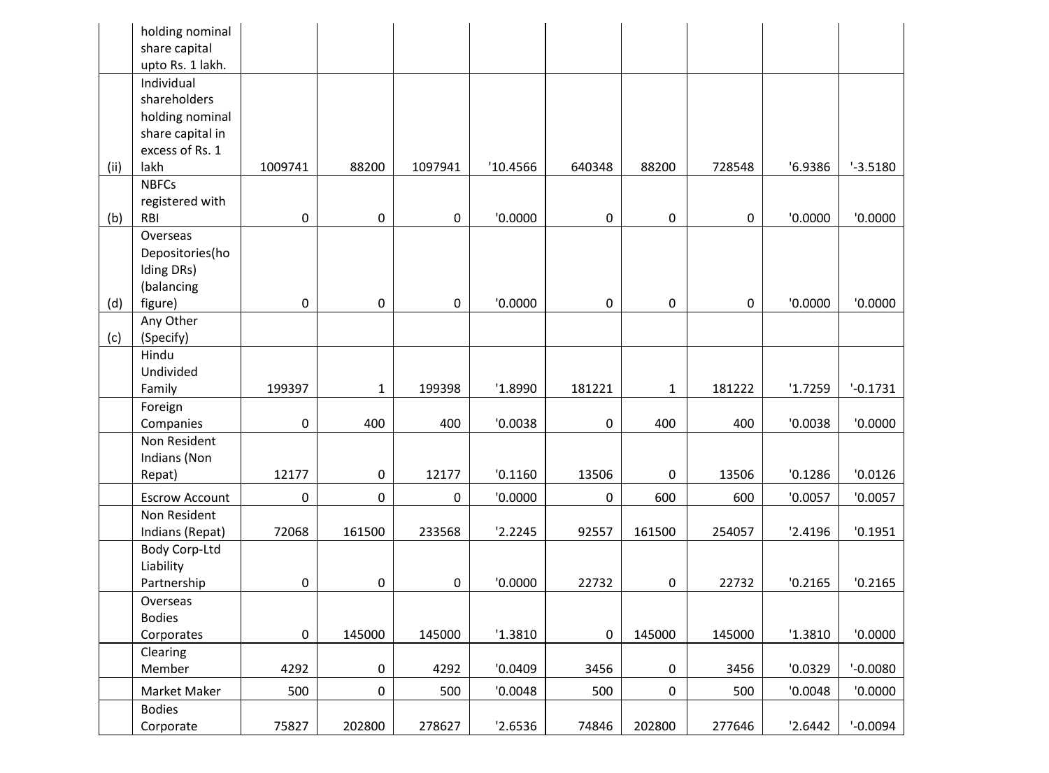| | holding nominal share capital upto Rs. 1 lakh. | | | | | | | | | |
|---|---|---|---|---|---|---|---|---|---|---|
| (ii) | Individual shareholders holding nominal share capital in excess of Rs. 1 lakh | 1009741 | 88200 | 1097941 | '10.4566 | 640348 | 88200 | 728548 | '6.9386 | '-3.5180 |
| (b) | NBFCs registered with RBI | 0 | 0 | 0 | '0.0000 | 0 | 0 | 0 | '0.0000 | '0.0000 |
| (d) | Overseas Depositories(holding DRs) (balancing figure) | 0 | 0 | 0 | '0.0000 | 0 | 0 | 0 | '0.0000 | '0.0000 |
| (c) | Any Other (Specify) | | | | | | | | | |
| | Hindu Undivided Family | 199397 | 1 | 199398 | '1.8990 | 181221 | 1 | 181222 | '1.7259 | '-0.1731 |
| | Foreign Companies | 0 | 400 | 400 | '0.0038 | 0 | 400 | 400 | '0.0038 | '0.0000 |
| | Non Resident Indians (Non Repat) | 12177 | 0 | 12177 | '0.1160 | 13506 | 0 | 13506 | '0.1286 | '0.0126 |
| | Escrow Account | 0 | 0 | 0 | '0.0000 | 0 | 600 | 600 | '0.0057 | '0.0057 |
| | Non Resident Indians (Repat) | 72068 | 161500 | 233568 | '2.2245 | 92557 | 161500 | 254057 | '2.4196 | '0.1951 |
| | Body Corp-Ltd Liability Partnership | 0 | 0 | 0 | '0.0000 | 22732 | 0 | 22732 | '0.2165 | '0.2165 |
| | Overseas Bodies Corporates | 0 | 145000 | 145000 | '1.3810 | 0 | 145000 | 145000 | '1.3810 | '0.0000 |
| | Clearing Member | 4292 | 0 | 4292 | '0.0409 | 3456 | 0 | 3456 | '0.0329 | '-0.0080 |
| | Market Maker | 500 | 0 | 500 | '0.0048 | 500 | 0 | 500 | '0.0048 | '0.0000 |
| | Bodies Corporate | 75827 | 202800 | 278627 | '2.6536 | 74846 | 202800 | 277646 | '2.6442 | '-0.0094 |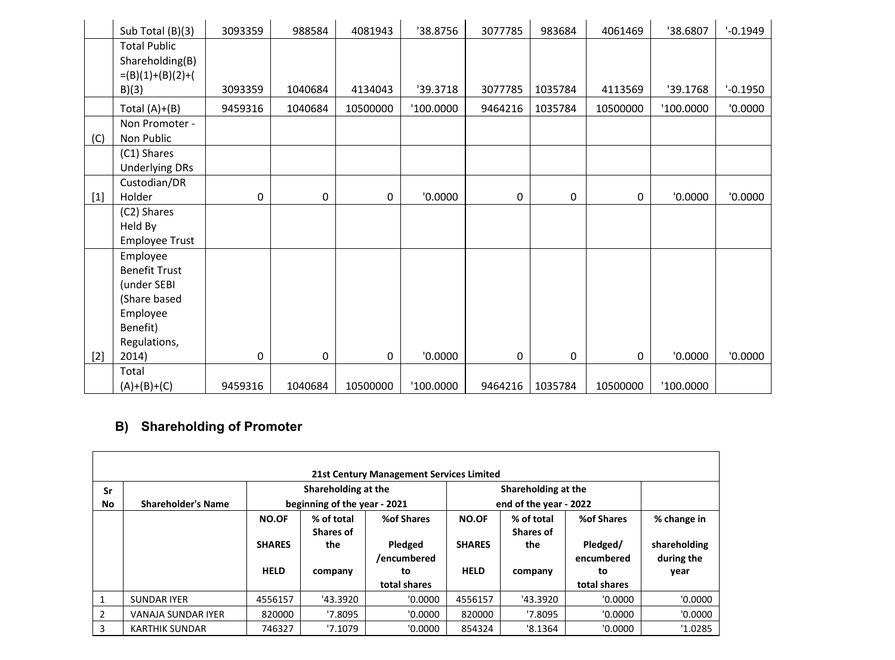| | Sub Total (B)(3) | 3093359 | 988584 | 4081943 | '38.8756 | 3077785 | 983684 | 4061469 | '38.6807 | '-0.1949 |
|---|---|---|---|---|---|---|---|---|---|---|
| | Total Public Shareholding(B) =(B)(1)+(B)(2)+(B)(3) | 3093359 | 1040684 | 4134043 | '39.3718 | 3077785 | 1035784 | 4113569 | '39.1768 | '-0.1950 |
| | Total (A)+(B) | 9459316 | 1040684 | 10500000 | '100.0000 | 9464216 | 1035784 | 10500000 | '100.0000 | '0.0000 |
| (C) | Non Promoter - Non Public | | | | | | | | | |
| | (C1) Shares Underlying DRs | | | | | | | | | |
| [1] | Custodian/DR Holder | 0 | 0 | 0 | '0.0000 | 0 | 0 | 0 | '0.0000 | '0.0000 |
| | (C2) Shares Held By Employee Trust | | | | | | | | | |
| [2] | Employee Benefit Trust (under SEBI (Share based Employee Benefit) Regulations, 2014) | 0 | 0 | 0 | '0.0000 | 0 | 0 | 0 | '0.0000 | '0.0000 |
| | Total (A)+(B)+(C) | 9459316 | 1040684 | 10500000 | '100.0000 | 9464216 | 1035784 | 10500000 | '100.0000 | |

## B) Shareholding of Promoter

| 21st Century Management Services Limited | | | | | | | | |
|---|---|---|---|---|---|---|---|---|
| Sr No | Shareholder's Name | Shareholding at the beginning of the year - 2021 | | | Shareholding at the end of the year - 2022 | | | |
| | | NO.OF SHARES HELD | % of total Shares of the company | %of Shares Pledged /encumbered to total shares | NO.OF SHARES HELD | % of total Shares of the company | %of Shares Pledged/ encumbered to total shares | % change in shareholding during the year |
| 1 | SUNDAR IYER | 4556157 | '43.3920 | '0.0000 | 4556157 | '43.3920 | '0.0000 | '0.0000 |
| 2 | VANAJA SUNDAR IYER | 820000 | '7.8095 | '0.0000 | 820000 | '7.8095 | '0.0000 | '0.0000 |
| 3 | KARTHIK SUNDAR | 746327 | '7.1079 | '0.0000 | 854324 | '8.1364 | '0.0000 | '1.0285 |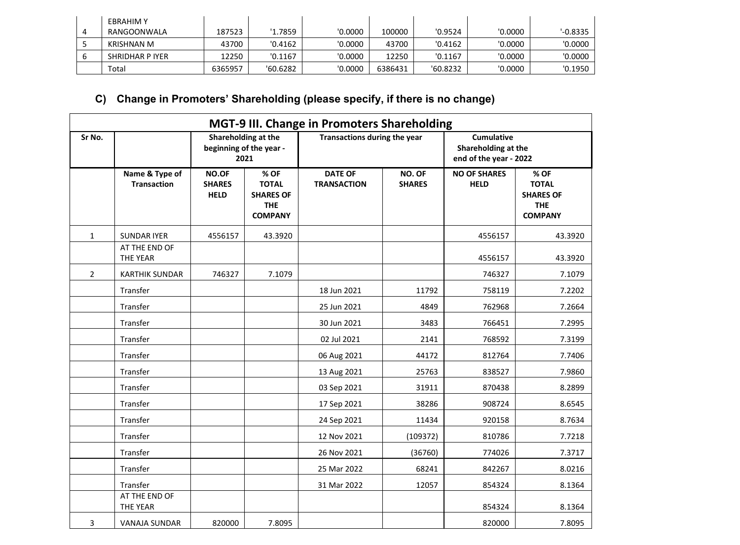| 4 | EBRAHIM Y RANGOONWALA | 187523 | '1.7859 | '0.0000 | 100000 | '0.9524 | '0.0000 | '-0.8335 |
|---|---|---|---|---|---|---|---|---|
| 5 | KRISHNAN M | 43700 | '0.4162 | '0.0000 | 43700 | '0.4162 | '0.0000 | '0.0000 |
| 6 | SHRIDHAR P IYER | 12250 | '0.1167 | '0.0000 | 12250 | '0.1167 | '0.0000 | '0.0000 |
| | Total | 6365957 | '60.6282 | '0.0000 | 6386431 | '60.8232 | '0.0000 | '0.1950 |

### C) Change in Promoters' Shareholding (please specify, if there is no change)

**MGT-9 III. Change in Promoters Shareholding**

| Sr No. | | Shareholding at the beginning of the year - 2021 | | Transactions during the year | | Cumulative Shareholding at the end of the year - 2022 | |
|---|---|---|---|---|---|---|---|
| | Name & Type of Transaction | NO.OF SHARES HELD | % OF TOTAL SHARES OF THE COMPANY | DATE OF TRANSACTION | NO. OF SHARES | NO OF SHARES HELD | % OF TOTAL SHARES OF THE COMPANY |
| 1 | SUNDAR IYER | 4556157 | 43.3920 | | | 4556157 | 43.3920 |
| | AT THE END OF THE YEAR | | | | | 4556157 | 43.3920 |
| 2 | KARTHIK SUNDAR | 746327 | 7.1079 | | | 746327 | 7.1079 |
| | Transfer | | | 18 Jun 2021 | 11792 | 758119 | 7.2202 |
| | Transfer | | | 25 Jun 2021 | 4849 | 762968 | 7.2664 |
| | Transfer | | | 30 Jun 2021 | 3483 | 766451 | 7.2995 |
| | Transfer | | | 02 Jul 2021 | 2141 | 768592 | 7.3199 |
| | Transfer | | | 06 Aug 2021 | 44172 | 812764 | 7.7406 |
| | Transfer | | | 13 Aug 2021 | 25763 | 838527 | 7.9860 |
| | Transfer | | | 03 Sep 2021 | 31911 | 870438 | 8.2899 |
| | Transfer | | | 17 Sep 2021 | 38286 | 908724 | 8.6545 |
| | Transfer | | | 24 Sep 2021 | 11434 | 920158 | 8.7634 |
| | Transfer | | | 12 Nov 2021 | (109372) | 810786 | 7.7218 |
| | Transfer | | | 26 Nov 2021 | (36760) | 774026 | 7.3717 |
| | Transfer | | | 25 Mar 2022 | 68241 | 842267 | 8.0216 |
| | Transfer | | | 31 Mar 2022 | 12057 | 854324 | 8.1364 |
| | AT THE END OF THE YEAR | | | | | 854324 | 8.1364 |
| 3 | VANAJA SUNDAR | 820000 | 7.8095 | | | 820000 | 7.8095 |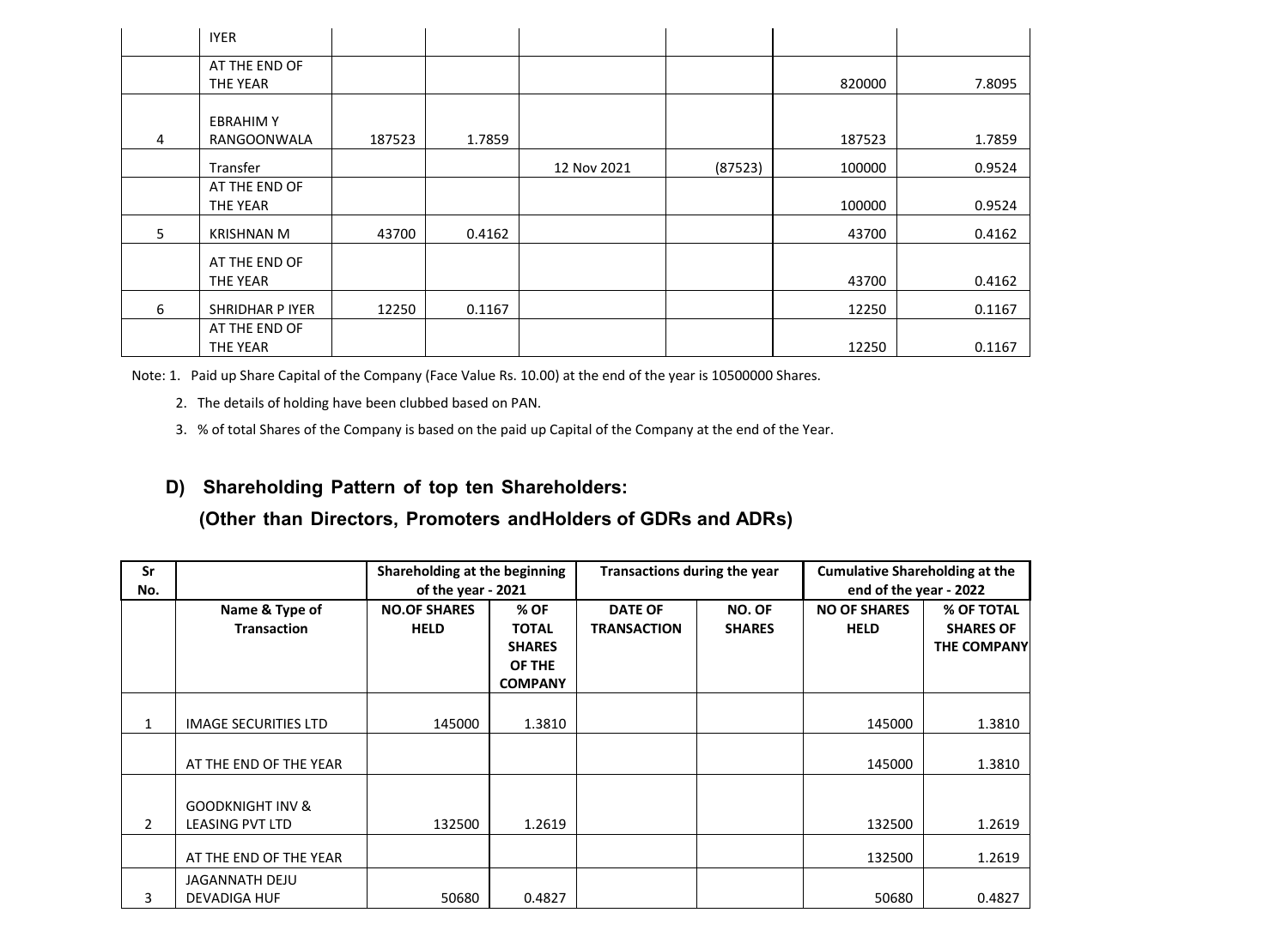|  |  |  |  |  |  |  |  |
|---|---|---|---|---|---|---|---|
|  | IYER |  |  |  |  |  |  |
|  | AT THE END OF THE YEAR |  |  |  |  | 820000 | 7.8095 |
| 4 | EBRAHIM Y RANGOONWALA | 187523 | 1.7859 |  |  | 187523 | 1.7859 |
|  | Transfer |  |  | 12 Nov 2021 | (87523) | 100000 | 0.9524 |
|  | AT THE END OF THE YEAR |  |  |  |  | 100000 | 0.9524 |
| 5 | KRISHNAN M | 43700 | 0.4162 |  |  | 43700 | 0.4162 |
|  | AT THE END OF THE YEAR |  |  |  |  | 43700 | 0.4162 |
| 6 | SHRIDHAR P IYER | 12250 | 0.1167 |  |  | 12250 | 0.1167 |
|  | AT THE END OF THE YEAR |  |  |  |  | 12250 | 0.1167 |

Note: 1. Paid up Share Capital of the Company (Face Value Rs. 10.00) at the end of the year is 10500000 Shares.

2. The details of holding have been clubbed based on PAN.

3. % of total Shares of the Company is based on the paid up Capital of the Company at the end of the Year.

## D) Shareholding Pattern of top ten Shareholders:

### (Other than Directors, Promoters andHolders of GDRs and ADRs)

| Sr No. |  | Shareholding at the beginning of the year - 2021 |  | Transactions during the year |  | Cumulative Shareholding at the end of the year - 2022 |  |
|---|---|---|---|---|---|---|---|
|  | Name & Type of Transaction | NO.OF SHARES HELD | % OF TOTAL SHARES OF THE COMPANY | DATE OF TRANSACTION | NO. OF SHARES | NO OF SHARES HELD | % OF TOTAL SHARES OF THE COMPANY |
| 1 | IMAGE SECURITIES LTD | 145000 | 1.3810 |  |  | 145000 | 1.3810 |
|  | AT THE END OF THE YEAR |  |  |  |  | 145000 | 1.3810 |
| 2 | GOODKNIGHT INV & LEASING PVT LTD | 132500 | 1.2619 |  |  | 132500 | 1.2619 |
|  | AT THE END OF THE YEAR |  |  |  |  | 132500 | 1.2619 |
| 3 | JAGANNATH DEJU DEVADIGA HUF | 50680 | 0.4827 |  |  | 50680 | 0.4827 |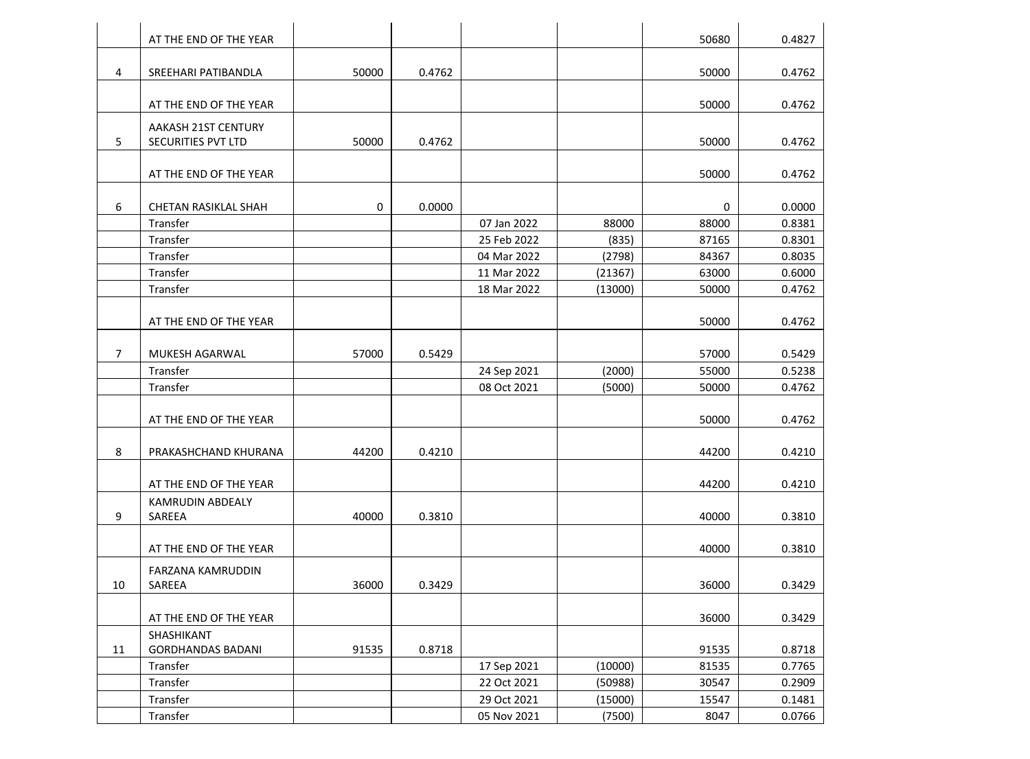| | | | | | | | |
|---|---|---|---|---|---|---|---|
| | AT THE END OF THE YEAR | | | | | 50680 | 0.4827 |
| 4 | SREEHARI PATIBANDLA | 50000 | 0.4762 | | | 50000 | 0.4762 |
| | AT THE END OF THE YEAR | | | | | 50000 | 0.4762 |
| 5 | AAKASH 21ST CENTURY SECURITIES PVT LTD | 50000 | 0.4762 | | | 50000 | 0.4762 |
| | AT THE END OF THE YEAR | | | | | 50000 | 0.4762 |
| 6 | CHETAN RASIKLAL SHAH | 0 | 0.0000 | | | 0 | 0.0000 |
| | Transfer | | | 07 Jan 2022 | 88000 | 88000 | 0.8381 |
| | Transfer | | | 25 Feb 2022 | (835) | 87165 | 0.8301 |
| | Transfer | | | 04 Mar 2022 | (2798) | 84367 | 0.8035 |
| | Transfer | | | 11 Mar 2022 | (21367) | 63000 | 0.6000 |
| | Transfer | | | 18 Mar 2022 | (13000) | 50000 | 0.4762 |
| | AT THE END OF THE YEAR | | | | | 50000 | 0.4762 |
| 7 | MUKESH AGARWAL | 57000 | 0.5429 | | | 57000 | 0.5429 |
| | Transfer | | | 24 Sep 2021 | (2000) | 55000 | 0.5238 |
| | Transfer | | | 08 Oct 2021 | (5000) | 50000 | 0.4762 |
| | AT THE END OF THE YEAR | | | | | 50000 | 0.4762 |
| 8 | PRAKASHCHAND KHURANA | 44200 | 0.4210 | | | 44200 | 0.4210 |
| | AT THE END OF THE YEAR | | | | | 44200 | 0.4210 |
| 9 | KAMRUDIN ABDEALY SAREEA | 40000 | 0.3810 | | | 40000 | 0.3810 |
| | AT THE END OF THE YEAR | | | | | 40000 | 0.3810 |
| 10 | FARZANA KAMRUDDIN SAREEA | 36000 | 0.3429 | | | 36000 | 0.3429 |
| | AT THE END OF THE YEAR | | | | | 36000 | 0.3429 |
| 11 | SHASHIKANT GORDHANDAS BADANI | 91535 | 0.8718 | | | 91535 | 0.8718 |
| | Transfer | | | 17 Sep 2021 | (10000) | 81535 | 0.7765 |
| | Transfer | | | 22 Oct 2021 | (50988) | 30547 | 0.2909 |
| | Transfer | | | 29 Oct 2021 | (15000) | 15547 | 0.1481 |
| | Transfer | | | 05 Nov 2021 | (7500) | 8047 | 0.0766 |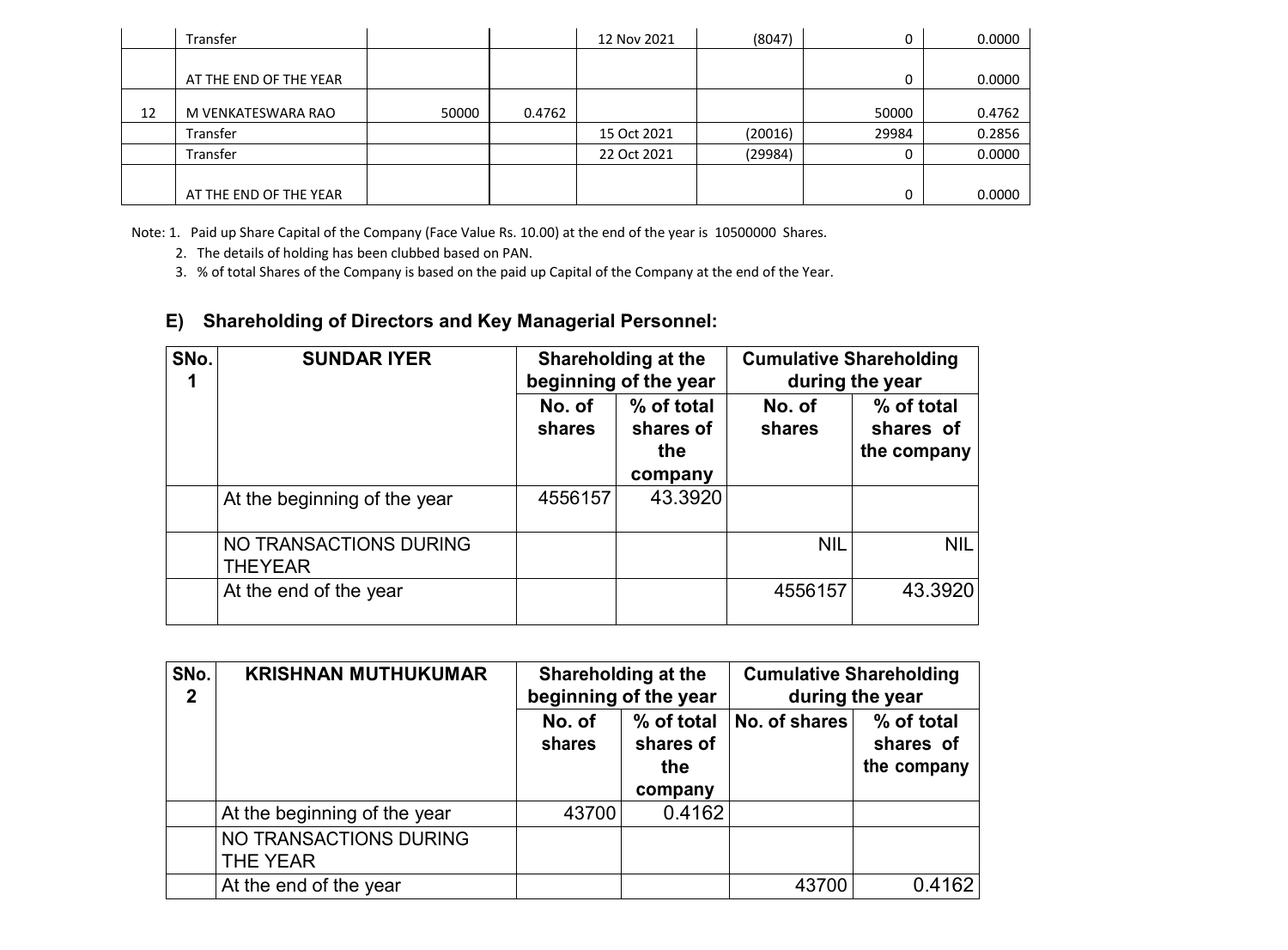| | | | | | | | |
|---|---|---|---|---|---|---|---|
| | Transfer | | | 12 Nov 2021 | (8047) | 0 | 0.0000 |
| | AT THE END OF THE YEAR | | | | | 0 | 0.0000 |
| 12 | M VENKATESWARA RAO | 50000 | 0.4762 | | | 50000 | 0.4762 |
| | Transfer | | | 15 Oct 2021 | (20016) | 29984 | 0.2856 |
| | Transfer | | | 22 Oct 2021 | (29984) | 0 | 0.0000 |
| | AT THE END OF THE YEAR | | | | | 0 | 0.0000 |

Note: 1. Paid up Share Capital of the Company (Face Value Rs. 10.00) at the end of the year is 10500000 Shares.

2. The details of holding has been clubbed based on PAN.

3. % of total Shares of the Company is based on the paid up Capital of the Company at the end of the Year.

## E) Shareholding of Directors and Key Managerial Personnel:

| SNo. 1 | SUNDAR IYER | Shareholding at the beginning of the year | | Cumulative Shareholding during the year | |
|---|---|---|---|---|---|
| | | No. of shares | % of total shares of the company | No. of shares | % of total shares of the company |
| | At the beginning of the year | 4556157 | 43.3920 | | |
| | NO TRANSACTIONS DURING THEYEAR | | | NIL | NIL |
| | At the end of the year | | | 4556157 | 43.3920 |

| SNo. 2 | KRISHNAN MUTHUKUMAR | Shareholding at the beginning of the year | | Cumulative Shareholding during the year | |
|---|---|---|---|---|---|
| | | No. of shares | % of total shares of the company | No. of shares | % of total shares of the company |
| | At the beginning of the year | 43700 | 0.4162 | | |
| | NO TRANSACTIONS DURING THE YEAR | | | | |
| | At the end of the year | | | 43700 | 0.4162 |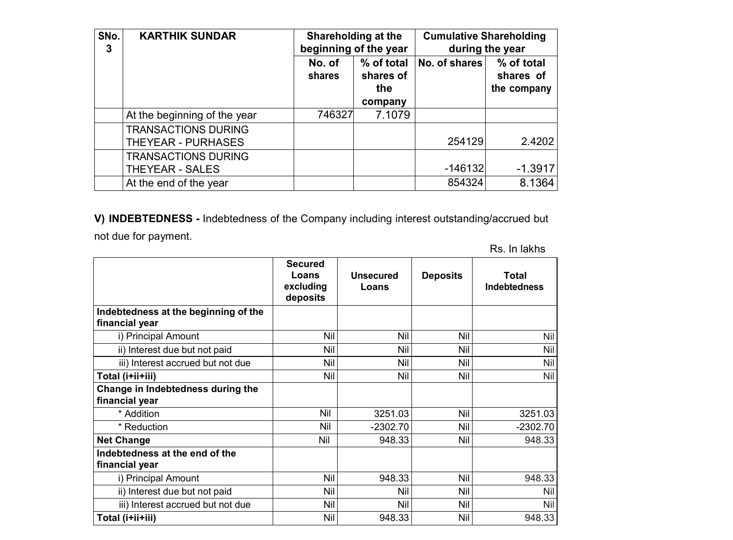| SNo. 3 | KARTHIK SUNDAR | Shareholding at the beginning of the year | | Cumulative Shareholding during the year | |
|---|---|---|---|---|---|
| | | No. of shares | % of total shares of the company | No. of shares | % of total shares of the company |
| | At the beginning of the year | 746327 | 7.1079 | | |
| | TRANSACTIONS DURING THEYEAR - PURHASES | | | 254129 | 2.4202 |
| | TRANSACTIONS DURING THEYEAR - SALES | | | -146132 | -1.3917 |
| | At the end of the year | | | 854324 | 8.1364 |

**V) INDEBTEDNESS -** Indebtedness of the Company including interest outstanding/accrued but not due for payment.

Rs. In lakhs

| | Secured Loans excluding deposits | Unsecured Loans | Deposits | Total Indebtedness |
|---|---|---|---|---|
| **Indebtedness at the beginning of the financial year** | | | | |
| i) Principal Amount | Nil | Nil | Nil | Nil |
| ii) Interest due but not paid | Nil | Nil | Nil | Nil |
| iii) Interest accrued but not due | Nil | Nil | Nil | Nil |
| **Total (i+ii+iii)** | Nil | Nil | Nil | Nil |
| **Change in Indebtedness during the financial year** | | | | |
| * Addition | Nil | 3251.03 | Nil | 3251.03 |
| * Reduction | Nil | -2302.70 | Nil | -2302.70 |
| **Net Change** | Nil | 948.33 | Nil | 948.33 |
| **Indebtedness at the end of the financial year** | | | | |
| i) Principal Amount | Nil | 948.33 | Nil | 948.33 |
| ii) Interest due but not paid | Nil | Nil | Nil | Nil |
| iii) Interest accrued but not due | Nil | Nil | Nil | Nil |
| **Total (i+ii+iii)** | Nil | 948.33 | Nil | 948.33 |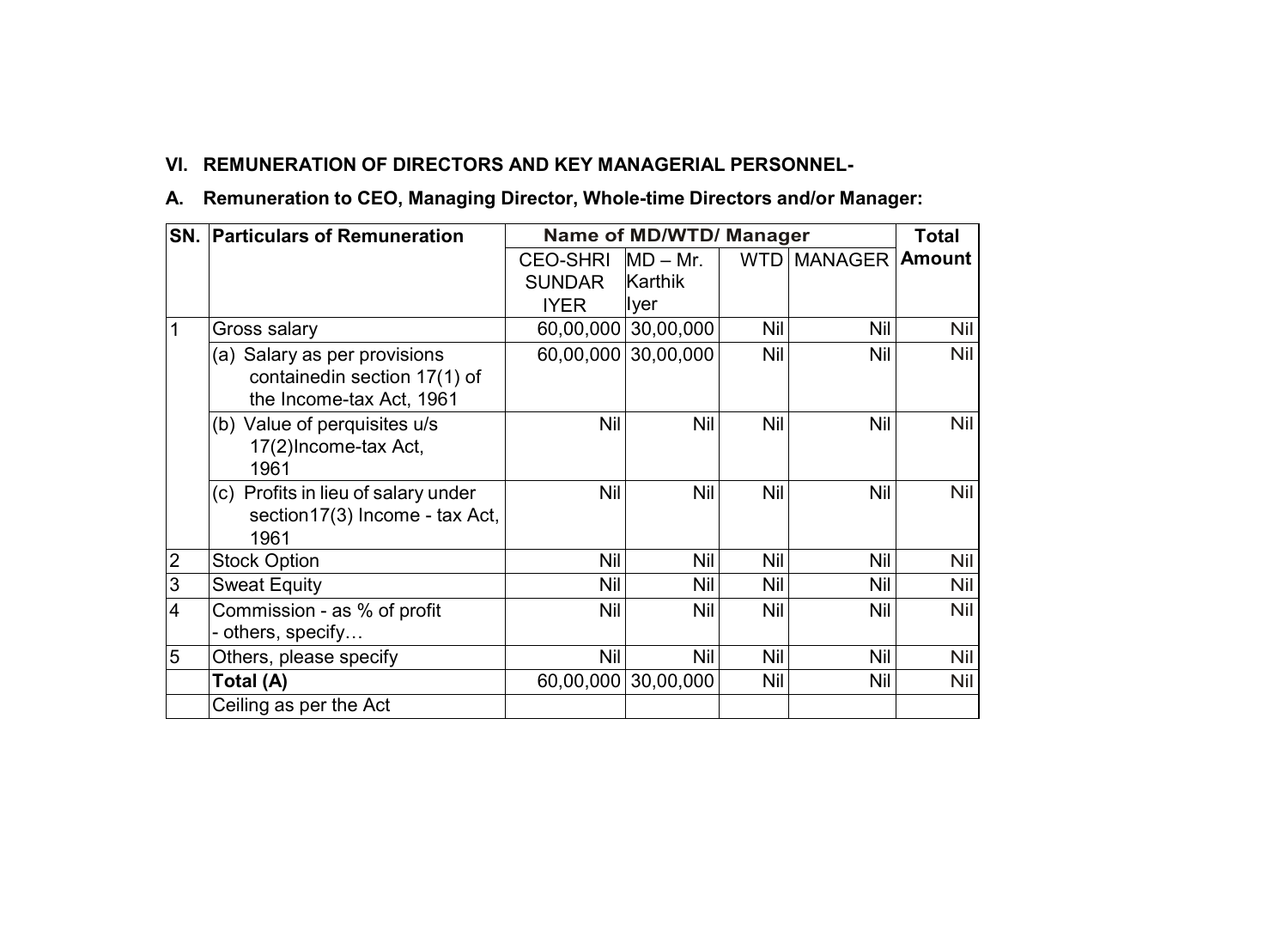**VI. REMUNERATION OF DIRECTORS AND KEY MANAGERIAL PERSONNEL-**

**A. Remuneration to CEO, Managing Director, Whole-time Directors and/or Manager:**

| SN. | Particulars of Remuneration | Name of MD/WTD/ Manager | | | | Total Amount |
|---|---|---|---|---|---|---|
| | | CEO-SHRI SUNDAR IYER | MD – Mr. Karthik Iyer | WTD | MANAGER | |
| 1 | Gross salary | 60,00,000 | 30,00,000 | Nil | Nil | Nil |
| | (a) Salary as per provisions containedin section 17(1) of the Income-tax Act, 1961 | 60,00,000 | 30,00,000 | Nil | Nil | Nil |
| | (b) Value of perquisites u/s 17(2)Income-tax Act, 1961 | Nil | Nil | Nil | Nil | Nil |
| | (c) Profits in lieu of salary under section17(3) Income - tax Act, 1961 | Nil | Nil | Nil | Nil | Nil |
| 2 | Stock Option | Nil | Nil | Nil | Nil | Nil |
| 3 | Sweat Equity | Nil | Nil | Nil | Nil | Nil |
| 4 | Commission - as % of profit - others, specify… | Nil | Nil | Nil | Nil | Nil |
| 5 | Others, please specify | Nil | Nil | Nil | Nil | Nil |
| | **Total (A)** | 60,00,000 | 30,00,000 | Nil | Nil | Nil |
| | Ceiling as per the Act | | | | | |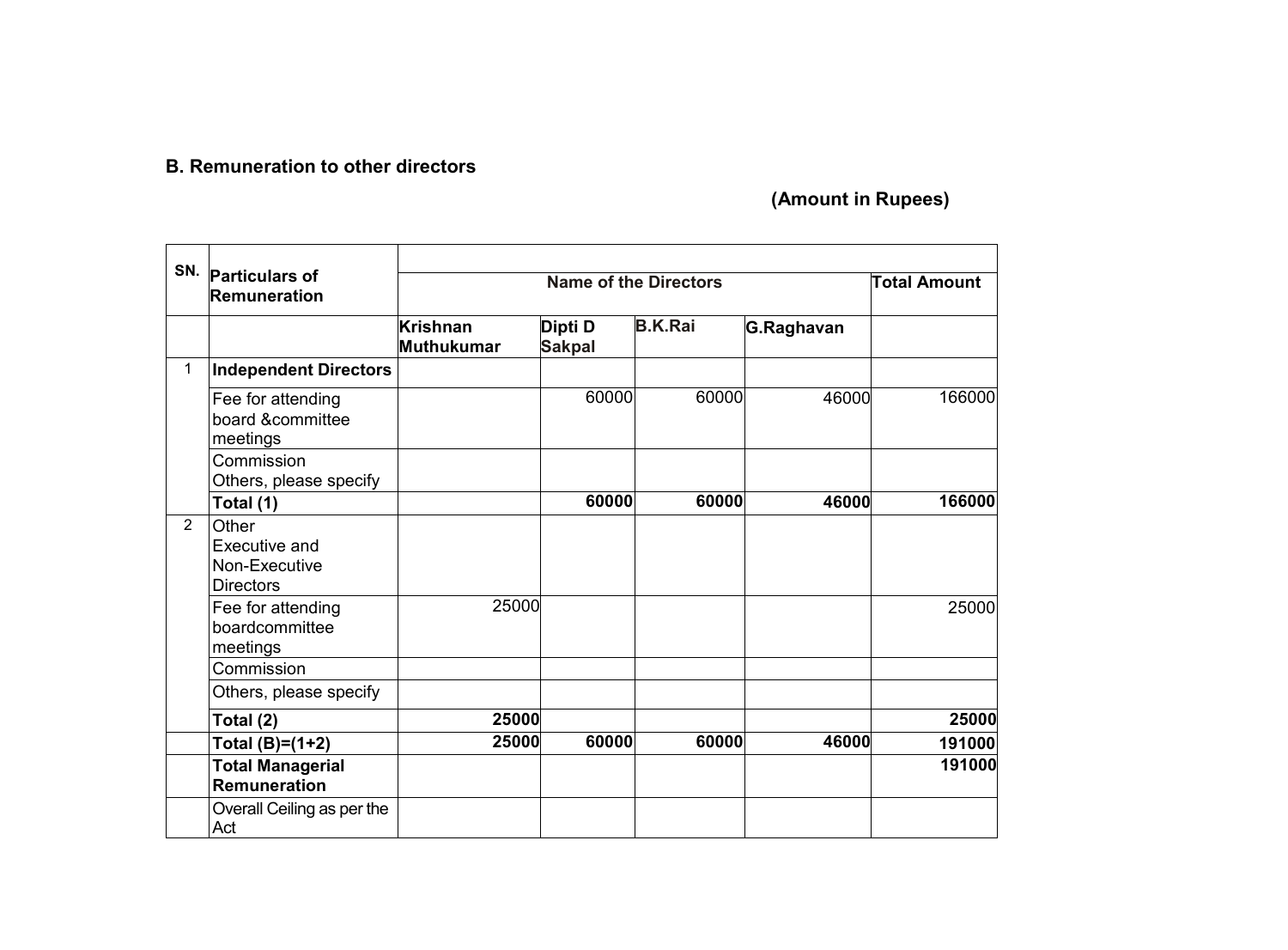## B. Remuneration to other directors

**(Amount in Rupees)**

| SN. | Particulars of Remuneration | Name of the Directors | | | | Total Amount |
|---|---|---|---|---|---|---|
| | | Krishnan Muthukumar | Dipti D Sakpal | B.K.Rai | G.Raghavan | |
| 1 | **Independent Directors** | | | | | |
| | Fee for attending board &committee meetings | | 60000 | 60000 | 46000 | 166000 |
| | Commission Others, please specify | | | | | |
| | **Total (1)** | | **60000** | **60000** | **46000** | **166000** |
| 2 | Other Executive and Non-Executive Directors | | | | | |
| | Fee for attending boardcommittee meetings | 25000 | | | | 25000 |
| | Commission | | | | | |
| | Others, please specify | | | | | |
| | **Total (2)** | **25000** | | | | **25000** |
| | **Total (B)=(1+2)** | **25000** | **60000** | **60000** | **46000** | **191000** |
| | **Total Managerial Remuneration** | | | | | **191000** |
| | Overall Ceiling as per the Act | | | | | |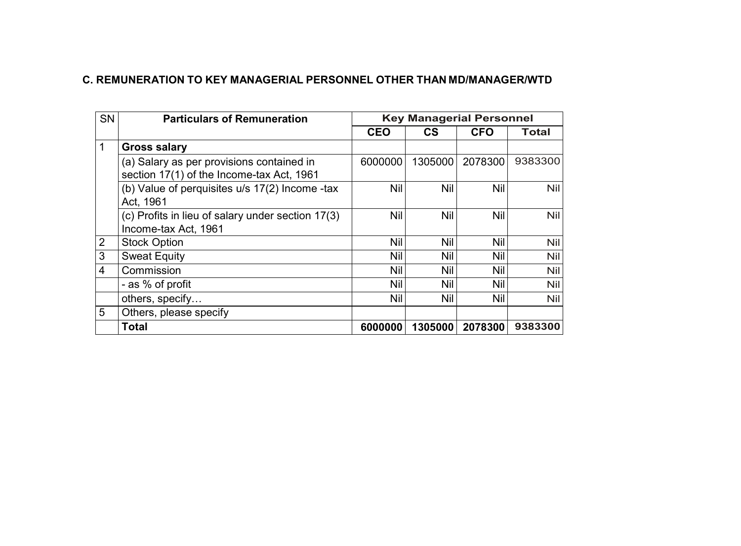### C. REMUNERATION TO KEY MANAGERIAL PERSONNEL OTHER THAN MD/MANAGER/WTD

| SN | Particulars of Remuneration | Key Managerial Personnel | | | |
|---|---|---|---|---|---|
| | | **CEO** | **CS** | **CFO** | **Total** |
| 1 | **Gross salary** | | | | |
| | (a) Salary as per provisions contained in section 17(1) of the Income-tax Act, 1961 | 6000000 | 1305000 | 2078300 | 9383300 |
| | (b) Value of perquisites u/s 17(2) Income -tax Act, 1961 | Nil | Nil | Nil | Nil |
| | (c) Profits in lieu of salary under section 17(3) Income-tax Act, 1961 | Nil | Nil | Nil | Nil |
| 2 | Stock Option | Nil | Nil | Nil | Nil |
| 3 | Sweat Equity | Nil | Nil | Nil | Nil |
| 4 | Commission | Nil | Nil | Nil | Nil |
| | - as % of profit | Nil | Nil | Nil | Nil |
| | others, specify… | Nil | Nil | Nil | Nil |
| 5 | Others, please specify | | | | |
| | **Total** | **6000000** | **1305000** | **2078300** | **9383300** |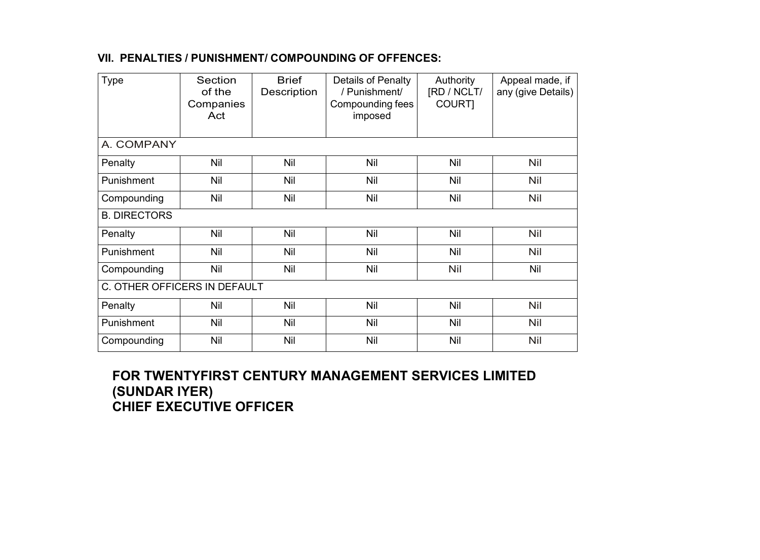### VII. PENALTIES / PUNISHMENT/ COMPOUNDING OF OFFENCES:

| Type | Section of the Companies Act | Brief Description | Details of Penalty / Punishment/ Compounding fees imposed | Authority [RD / NCLT/ COURT] | Appeal made, if any (give Details) |
|---|---|---|---|---|---|
| A. COMPANY | | | | | |
| Penalty | Nil | Nil | Nil | Nil | Nil |
| Punishment | Nil | Nil | Nil | Nil | Nil |
| Compounding | Nil | Nil | Nil | Nil | Nil |
| B. DIRECTORS | | | | | |
| Penalty | Nil | Nil | Nil | Nil | Nil |
| Punishment | Nil | Nil | Nil | Nil | Nil |
| Compounding | Nil | Nil | Nil | Nil | Nil |
| C. OTHER OFFICERS IN DEFAULT | | | | | |
| Penalty | Nil | Nil | Nil | Nil | Nil |
| Punishment | Nil | Nil | Nil | Nil | Nil |
| Compounding | Nil | Nil | Nil | Nil | Nil |

**FOR TWENTYFIRST CENTURY MANAGEMENT SERVICES LIMITED**
**(SUNDAR IYER)**
**CHIEF EXECUTIVE OFFICER**